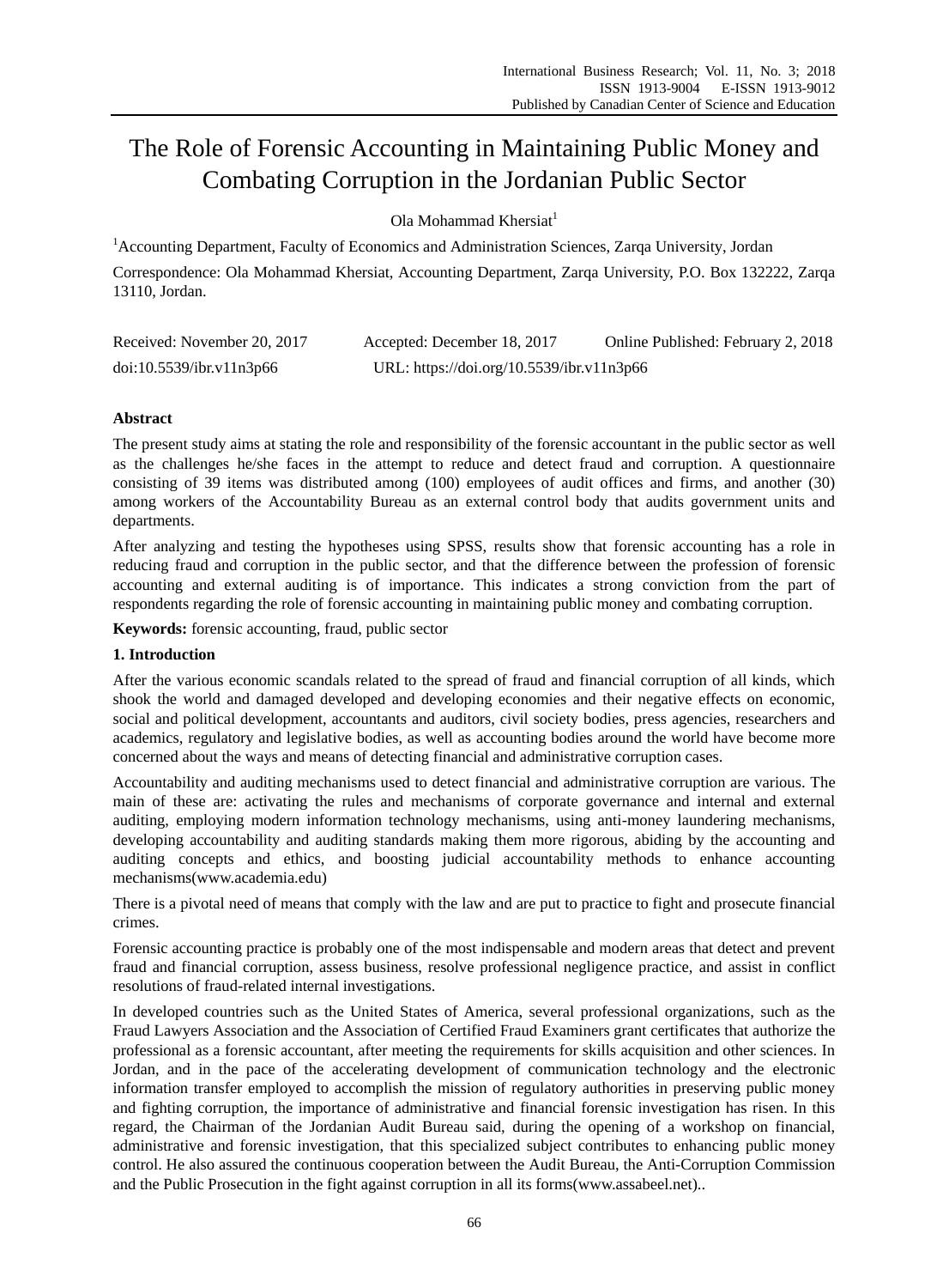#  The Role of Forensic Accounting in Maintaining Public Money and Combating Corruption in the Jordanian Public Sector

Ola Mohammad Khersiat[1]

[1]Accounting Department, Faculty of Economics and Administration Sciences, Zarqa University, Jordan

Correspondence: Ola Mohammad Khersiat, Accounting Department, Zarqa University, P.O. Box 132222, Zarqa 13110, Jordan.

Received: November 20, 2017 Accepted: December 18, 2017 Online Published: February 2, 2018

doi:10.5539/ibr.v11n3p66 URL: https://doi.org/10.5539/ibr.v11n3p66

**Abstract**

The present study aims at stating the role and responsibility of the forensic accountant in the public sector as well as the challenges he/she faces in the attempt to reduce and detect fraud and corruption. A questionnaire consisting of 39 items was distributed among (100) employees of audit offices and firms, and another (30) among workers of the Accountability Bureau as an external control body that audits government units and departments.

After analyzing and testing the hypotheses using SPSS, results show that forensic accounting has a role in reducing fraud and corruption in the public sector, and that the difference between the profession of forensic accounting and external auditing is of importance. This indicates a strong conviction from the part of respondents regarding the role of forensic accounting in maintaining public money and combating corruption.

**Keywords:** forensic accounting, fraud, public sector

## 1. Introduction

After the various economic scandals related to the spread of fraud and financial corruption of all kinds, which shook the world and damaged developed and developing economies and their negative effects on economic, social and political development, accountants and auditors, civil society bodies, press agencies, researchers and academics, regulatory and legislative bodies, as well as accounting bodies around the world have become more concerned about the ways and means of detecting financial and administrative corruption cases.

Accountability and auditing mechanisms used to detect financial and administrative corruption are various. The main of these are: activating the rules and mechanisms of corporate governance and internal and external auditing, employing modern information technology mechanisms, using anti-money laundering mechanisms, developing accountability and auditing standards making them more rigorous, abiding by the accounting and auditing concepts and ethics, and boosting judicial accountability methods to enhance accounting mechanisms(www.academia.edu)

There is a pivotal need of means that comply with the law and are put to practice to fight and prosecute financial crimes.

Forensic accounting practice is probably one of the most indispensable and modern areas that detect and prevent fraud and financial corruption, assess business, resolve professional negligence practice, and assist in conflict resolutions of fraud-related internal investigations.

In developed countries such as the United States of America, several professional organizations, such as the Fraud Lawyers Association and the Association of Certified Fraud Examiners grant certificates that authorize the professional as a forensic accountant, after meeting the requirements for skills acquisition and other sciences. In Jordan, and in the pace of the accelerating development of communication technology and the electronic information transfer employed to accomplish the mission of regulatory authorities in preserving public money and fighting corruption, the importance of administrative and financial forensic investigation has risen. In this regard, the Chairman of the Jordanian Audit Bureau said, during the opening of a workshop on financial, administrative and forensic investigation, that this specialized subject contributes to enhancing public money control. He also assured the continuous cooperation between the Audit Bureau, the Anti-Corruption Commission and the Public Prosecution in the fight against corruption in all its forms(www.assabeel.net)..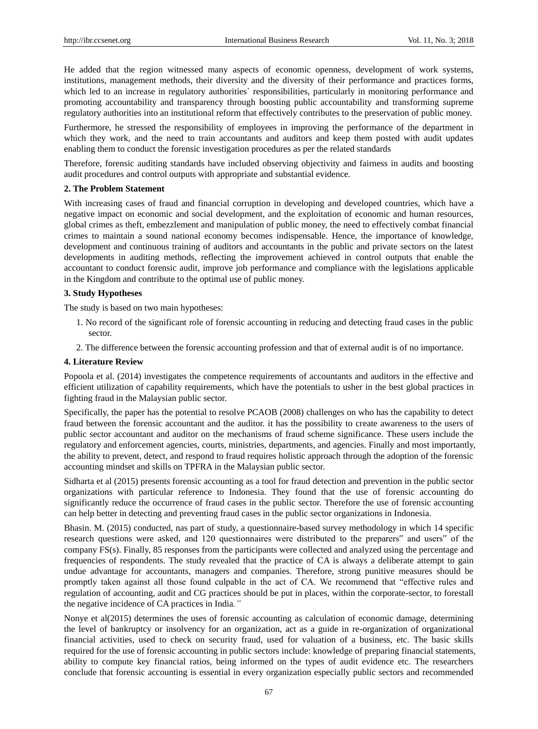He added that the region witnessed many aspects of economic openness, development of work systems, institutions, management methods, their diversity and the diversity of their performance and practices forms, which led to an increase in regulatory authorities` responsibilities, particularly in monitoring performance and promoting accountability and transparency through boosting public accountability and transforming supreme regulatory authorities into an institutional reform that effectively contributes to the preservation of public money.

Furthermore, he stressed the responsibility of employees in improving the performance of the department in which they work, and the need to train accountants and auditors and keep them posted with audit updates enabling them to conduct the forensic investigation procedures as per the related standards

Therefore, forensic auditing standards have included observing objectivity and fairness in audits and boosting audit procedures and control outputs with appropriate and substantial evidence.

**2. The Problem Statement**

With increasing cases of fraud and financial corruption in developing and developed countries, which have a negative impact on economic and social development, and the exploitation of economic and human resources, global crimes as theft, embezzlement and manipulation of public money, the need to effectively combat financial crimes to maintain a sound national economy becomes indispensable. Hence, the importance of knowledge, development and continuous training of auditors and accountants in the public and private sectors on the latest developments in auditing methods, reflecting the improvement achieved in control outputs that enable the accountant to conduct forensic audit, improve job performance and compliance with the legislations applicable in the Kingdom and contribute to the optimal use of public money.

**3. Study Hypotheses**

The study is based on two main hypotheses:

1. No record of the significant role of forensic accounting in reducing and detecting fraud cases in the public sector.
2. The difference between the forensic accounting profession and that of external audit is of no importance.

**4. Literature Review**

Popoola et al. (2014) investigates the competence requirements of accountants and auditors in the effective and efficient utilization of capability requirements, which have the potentials to usher in the best global practices in fighting fraud in the Malaysian public sector.

Specifically, the paper has the potential to resolve PCAOB (2008) challenges on who has the capability to detect fraud between the forensic accountant and the auditor. it has the possibility to create awareness to the users of public sector accountant and auditor on the mechanisms of fraud scheme significance. These users include the regulatory and enforcement agencies, courts, ministries, departments, and agencies. Finally and most importantly, the ability to prevent, detect, and respond to fraud requires holistic approach through the adoption of the forensic accounting mindset and skills on TPFRA in the Malaysian public sector.

Sidharta et al (2015) presents forensic accounting as a tool for fraud detection and prevention in the public sector organizations with particular reference to Indonesia. They found that the use of forensic accounting do significantly reduce the occurrence of fraud cases in the public sector. Therefore the use of forensic accounting can help better in detecting and preventing fraud cases in the public sector organizations in Indonesia.

Bhasin. M. (2015) conducted, nas part of study, a questionnaire-based survey methodology in which 14 specific research questions were asked, and 120 questionnaires were distributed to the preparers" and users" of the company FS(s). Finally, 85 responses from the participants were collected and analyzed using the percentage and frequencies of respondents. The study revealed that the practice of CA is always a deliberate attempt to gain undue advantage for accountants, managers and companies. Therefore, strong punitive measures should be promptly taken against all those found culpable in the act of CA. We recommend that "effective rules and regulation of accounting, audit and CG practices should be put in places, within the corporate-sector, to forestall the negative incidence of CA practices in India."

Nonye et al(2015) determines the uses of forensic accounting as calculation of economic damage, determining the level of bankruptcy or insolvency for an organization, act as a guide in re-organization of organizational financial activities, used to check on security fraud, used for valuation of a business, etc. The basic skills required for the use of forensic accounting in public sectors include: knowledge of preparing financial statements, ability to compute key financial ratios, being informed on the types of audit evidence etc. The researchers conclude that forensic accounting is essential in every organization especially public sectors and recommended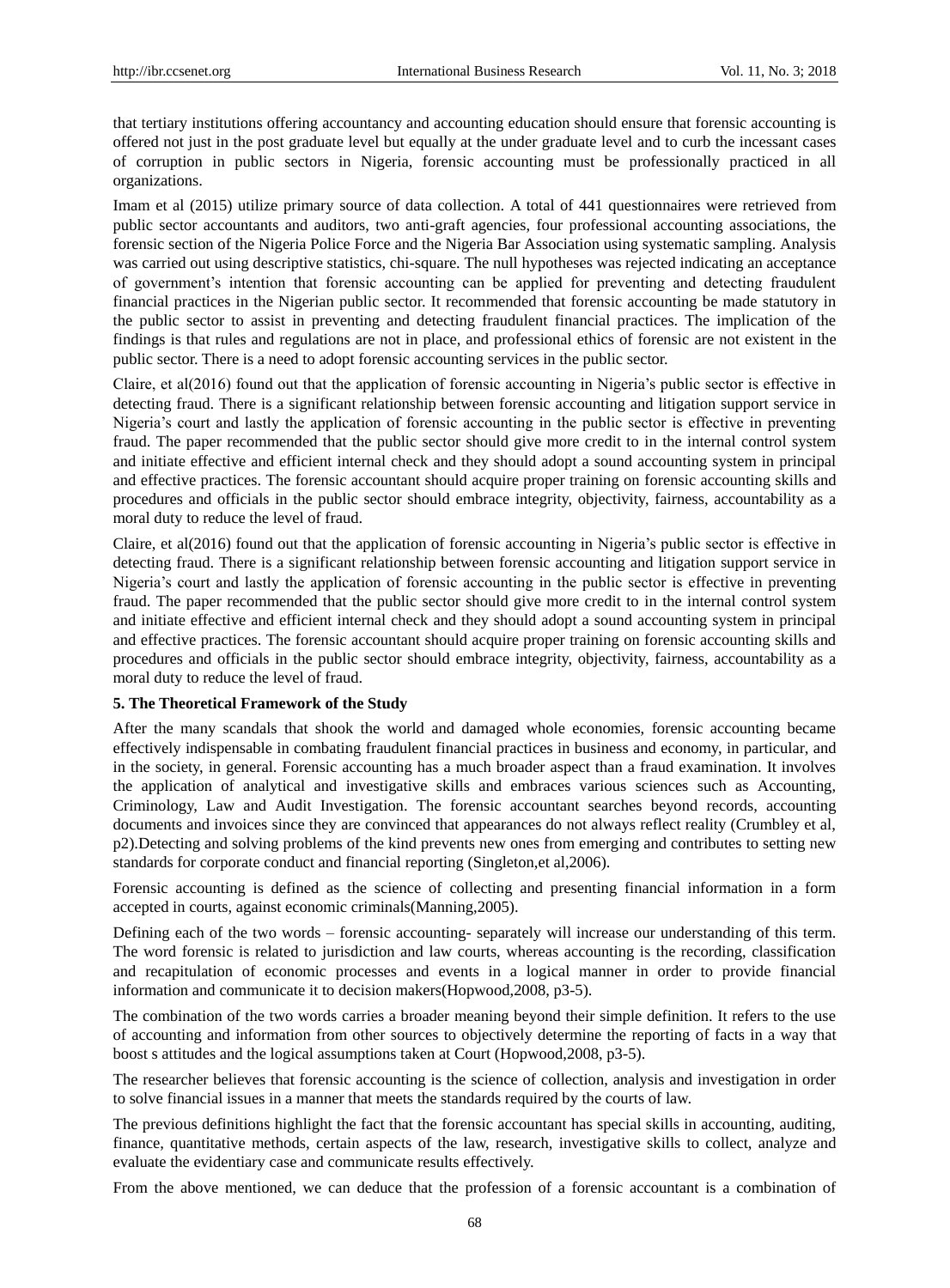that tertiary institutions offering accountancy and accounting education should ensure that forensic accounting is offered not just in the post graduate level but equally at the under graduate level and to curb the incessant cases of corruption in public sectors in Nigeria, forensic accounting must be professionally practiced in all organizations.

Imam et al (2015) utilize primary source of data collection. A total of 441 questionnaires were retrieved from public sector accountants and auditors, two anti-graft agencies, four professional accounting associations, the forensic section of the Nigeria Police Force and the Nigeria Bar Association using systematic sampling. Analysis was carried out using descriptive statistics, chi-square. The null hypotheses was rejected indicating an acceptance of government's intention that forensic accounting can be applied for preventing and detecting fraudulent financial practices in the Nigerian public sector. It recommended that forensic accounting be made statutory in the public sector to assist in preventing and detecting fraudulent financial practices. The implication of the findings is that rules and regulations are not in place, and professional ethics of forensic are not existent in the public sector. There is a need to adopt forensic accounting services in the public sector.

Claire, et al(2016) found out that the application of forensic accounting in Nigeria's public sector is effective in detecting fraud. There is a significant relationship between forensic accounting and litigation support service in Nigeria's court and lastly the application of forensic accounting in the public sector is effective in preventing fraud. The paper recommended that the public sector should give more credit to in the internal control system and initiate effective and efficient internal check and they should adopt a sound accounting system in principal and effective practices. The forensic accountant should acquire proper training on forensic accounting skills and procedures and officials in the public sector should embrace integrity, objectivity, fairness, accountability as a moral duty to reduce the level of fraud.

Claire, et al(2016) found out that the application of forensic accounting in Nigeria's public sector is effective in detecting fraud. There is a significant relationship between forensic accounting and litigation support service in Nigeria's court and lastly the application of forensic accounting in the public sector is effective in preventing fraud. The paper recommended that the public sector should give more credit to in the internal control system and initiate effective and efficient internal check and they should adopt a sound accounting system in principal and effective practices. The forensic accountant should acquire proper training on forensic accounting skills and procedures and officials in the public sector should embrace integrity, objectivity, fairness, accountability as a moral duty to reduce the level of fraud.

## 5. The Theoretical Framework of the Study

After the many scandals that shook the world and damaged whole economies, forensic accounting became effectively indispensable in combating fraudulent financial practices in business and economy, in particular, and in the society, in general. Forensic accounting has a much broader aspect than a fraud examination. It involves the application of analytical and investigative skills and embraces various sciences such as Accounting, Criminology, Law and Audit Investigation. The forensic accountant searches beyond records, accounting documents and invoices since they are convinced that appearances do not always reflect reality (Crumbley et al, p2).Detecting and solving problems of the kind prevents new ones from emerging and contributes to setting new standards for corporate conduct and financial reporting (Singleton,et al,2006).

Forensic accounting is defined as the science of collecting and presenting financial information in a form accepted in courts, against economic criminals(Manning,2005).

Defining each of the two words – forensic accounting- separately will increase our understanding of this term. The word forensic is related to jurisdiction and law courts, whereas accounting is the recording, classification and recapitulation of economic processes and events in a logical manner in order to provide financial information and communicate it to decision makers(Hopwood,2008, p3-5).

The combination of the two words carries a broader meaning beyond their simple definition. It refers to the use of accounting and information from other sources to objectively determine the reporting of facts in a way that boost s attitudes and the logical assumptions taken at Court (Hopwood,2008, p3-5).

The researcher believes that forensic accounting is the science of collection, analysis and investigation in order to solve financial issues in a manner that meets the standards required by the courts of law.

The previous definitions highlight the fact that the forensic accountant has special skills in accounting, auditing, finance, quantitative methods, certain aspects of the law, research, investigative skills to collect, analyze and evaluate the evidentiary case and communicate results effectively.

From the above mentioned, we can deduce that the profession of a forensic accountant is a combination of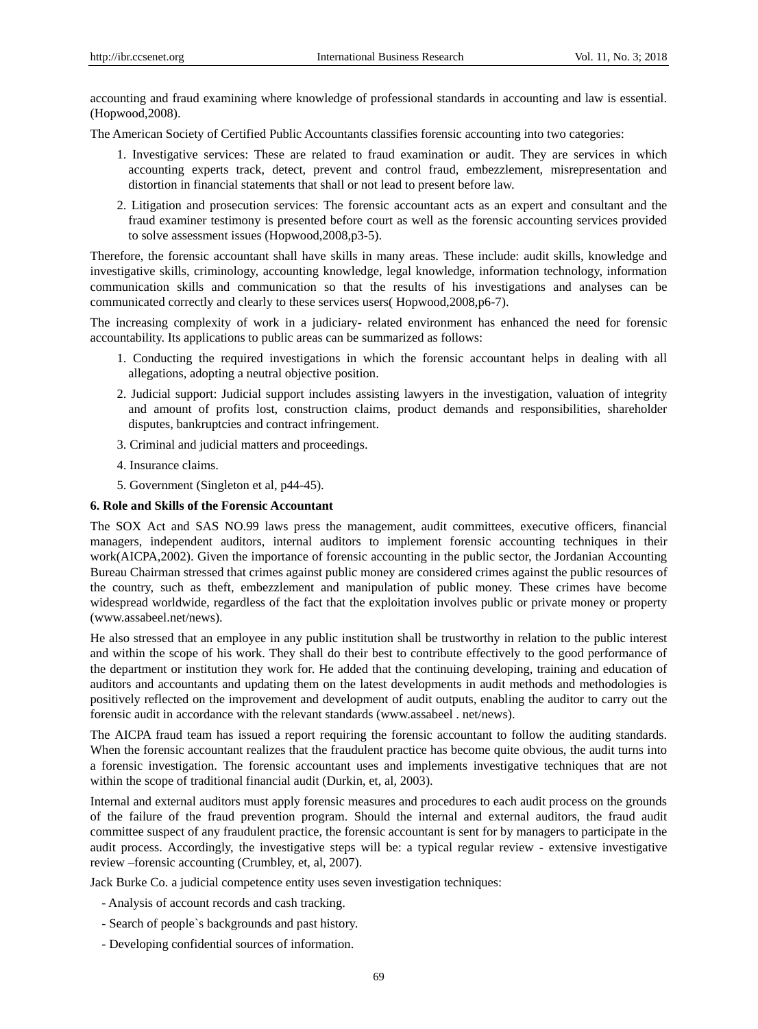accounting and fraud examining where knowledge of professional standards in accounting and law is essential. (Hopwood,2008).

The American Society of Certified Public Accountants classifies forensic accounting into two categories:

1. Investigative services: These are related to fraud examination or audit. They are services in which accounting experts track, detect, prevent and control fraud, embezzlement, misrepresentation and distortion in financial statements that shall or not lead to present before law.
2. Litigation and prosecution services: The forensic accountant acts as an expert and consultant and the fraud examiner testimony is presented before court as well as the forensic accounting services provided to solve assessment issues (Hopwood,2008,p3-5).

Therefore, the forensic accountant shall have skills in many areas. These include: audit skills, knowledge and investigative skills, criminology, accounting knowledge, legal knowledge, information technology, information communication skills and communication so that the results of his investigations and analyses can be communicated correctly and clearly to these services users( Hopwood,2008,p6-7).

The increasing complexity of work in a judiciary- related environment has enhanced the need for forensic accountability. Its applications to public areas can be summarized as follows:

1. Conducting the required investigations in which the forensic accountant helps in dealing with all allegations, adopting a neutral objective position.
2. Judicial support: Judicial support includes assisting lawyers in the investigation, valuation of integrity and amount of profits lost, construction claims, product demands and responsibilities, shareholder disputes, bankruptcies and contract infringement.
3. Criminal and judicial matters and proceedings.
4. Insurance claims.
5. Government (Singleton et al, p44-45).

### 6. Role and Skills of the Forensic Accountant

The SOX Act and SAS NO.99 laws press the management, audit committees, executive officers, financial managers, independent auditors, internal auditors to implement forensic accounting techniques in their work(AICPA,2002). Given the importance of forensic accounting in the public sector, the Jordanian Accounting Bureau Chairman stressed that crimes against public money are considered crimes against the public resources of the country, such as theft, embezzlement and manipulation of public money. These crimes have become widespread worldwide, regardless of the fact that the exploitation involves public or private money or property (www.assabeel.net/news).

He also stressed that an employee in any public institution shall be trustworthy in relation to the public interest and within the scope of his work. They shall do their best to contribute effectively to the good performance of the department or institution they work for. He added that the continuing developing, training and education of auditors and accountants and updating them on the latest developments in audit methods and methodologies is positively reflected on the improvement and development of audit outputs, enabling the auditor to carry out the forensic audit in accordance with the relevant standards (www.assabeel . net/news).

The AICPA fraud team has issued a report requiring the forensic accountant to follow the auditing standards. When the forensic accountant realizes that the fraudulent practice has become quite obvious, the audit turns into a forensic investigation. The forensic accountant uses and implements investigative techniques that are not within the scope of traditional financial audit (Durkin, et, al, 2003).

Internal and external auditors must apply forensic measures and procedures to each audit process on the grounds of the failure of the fraud prevention program. Should the internal and external auditors, the fraud audit committee suspect of any fraudulent practice, the forensic accountant is sent for by managers to participate in the audit process. Accordingly, the investigative steps will be: a typical regular review - extensive investigative review –forensic accounting (Crumbley, et, al, 2007).

Jack Burke Co. a judicial competence entity uses seven investigation techniques:

- Analysis of account records and cash tracking.
- Search of people`s backgrounds and past history.
- Developing confidential sources of information.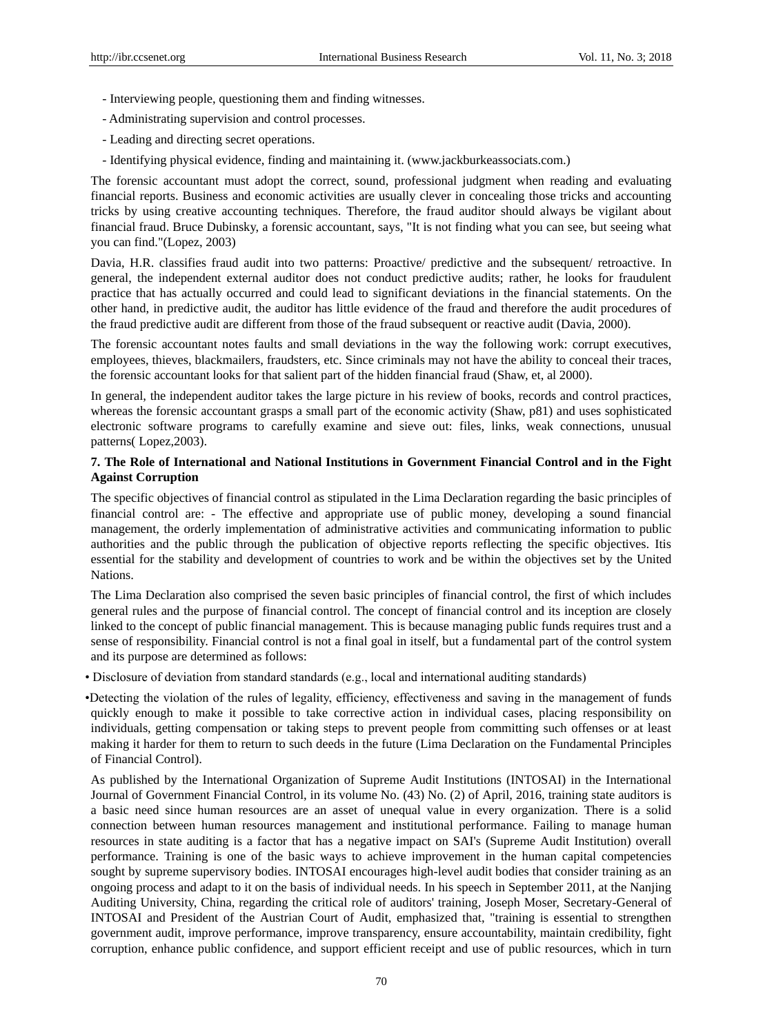- Interviewing people, questioning them and finding witnesses.
- Administrating supervision and control processes.
- Leading and directing secret operations.
- Identifying physical evidence, finding and maintaining it. (www.jackburkeassociats.com.)

The forensic accountant must adopt the correct, sound, professional judgment when reading and evaluating financial reports. Business and economic activities are usually clever in concealing those tricks and accounting tricks by using creative accounting techniques. Therefore, the fraud auditor should always be vigilant about financial fraud. Bruce Dubinsky, a forensic accountant, says, "It is not finding what you can see, but seeing what you can find."(Lopez, 2003)

Davia, H.R. classifies fraud audit into two patterns: Proactive/ predictive and the subsequent/ retroactive. In general, the independent external auditor does not conduct predictive audits; rather, he looks for fraudulent practice that has actually occurred and could lead to significant deviations in the financial statements. On the other hand, in predictive audit, the auditor has little evidence of the fraud and therefore the audit procedures of the fraud predictive audit are different from those of the fraud subsequent or reactive audit (Davia, 2000).

The forensic accountant notes faults and small deviations in the way the following work: corrupt executives, employees, thieves, blackmailers, fraudsters, etc. Since criminals may not have the ability to conceal their traces, the forensic accountant looks for that salient part of the hidden financial fraud (Shaw, et, al 2000).

In general, the independent auditor takes the large picture in his review of books, records and control practices, whereas the forensic accountant grasps a small part of the economic activity (Shaw, p81) and uses sophisticated electronic software programs to carefully examine and sieve out: files, links, weak connections, unusual patterns( Lopez,2003).

## 7. The Role of International and National Institutions in Government Financial Control and in the Fight Against Corruption

The specific objectives of financial control as stipulated in the Lima Declaration regarding the basic principles of financial control are: - The effective and appropriate use of public money, developing a sound financial management, the orderly implementation of administrative activities and communicating information to public authorities and the public through the publication of objective reports reflecting the specific objectives. Itis essential for the stability and development of countries to work and be within the objectives set by the United Nations.

The Lima Declaration also comprised the seven basic principles of financial control, the first of which includes general rules and the purpose of financial control. The concept of financial control and its inception are closely linked to the concept of public financial management. This is because managing public funds requires trust and a sense of responsibility. Financial control is not a final goal in itself, but a fundamental part of the control system and its purpose are determined as follows:

- Disclosure of deviation from standard standards (e.g., local and international auditing standards)
- Detecting the violation of the rules of legality, efficiency, effectiveness and saving in the management of funds quickly enough to make it possible to take corrective action in individual cases, placing responsibility on individuals, getting compensation or taking steps to prevent people from committing such offenses or at least making it harder for them to return to such deeds in the future (Lima Declaration on the Fundamental Principles of Financial Control).

As published by the International Organization of Supreme Audit Institutions (INTOSAI) in the International Journal of Government Financial Control, in its volume No. (43) No. (2) of April, 2016, training state auditors is a basic need since human resources are an asset of unequal value in every organization. There is a solid connection between human resources management and institutional performance. Failing to manage human resources in state auditing is a factor that has a negative impact on SAI's (Supreme Audit Institution) overall performance. Training is one of the basic ways to achieve improvement in the human capital competencies sought by supreme supervisory bodies. INTOSAI encourages high-level audit bodies that consider training as an ongoing process and adapt to it on the basis of individual needs. In his speech in September 2011, at the Nanjing Auditing University, China, regarding the critical role of auditors' training, Joseph Moser, Secretary-General of INTOSAI and President of the Austrian Court of Audit, emphasized that, "training is essential to strengthen government audit, improve performance, improve transparency, ensure accountability, maintain credibility, fight corruption, enhance public confidence, and support efficient receipt and use of public resources, which in turn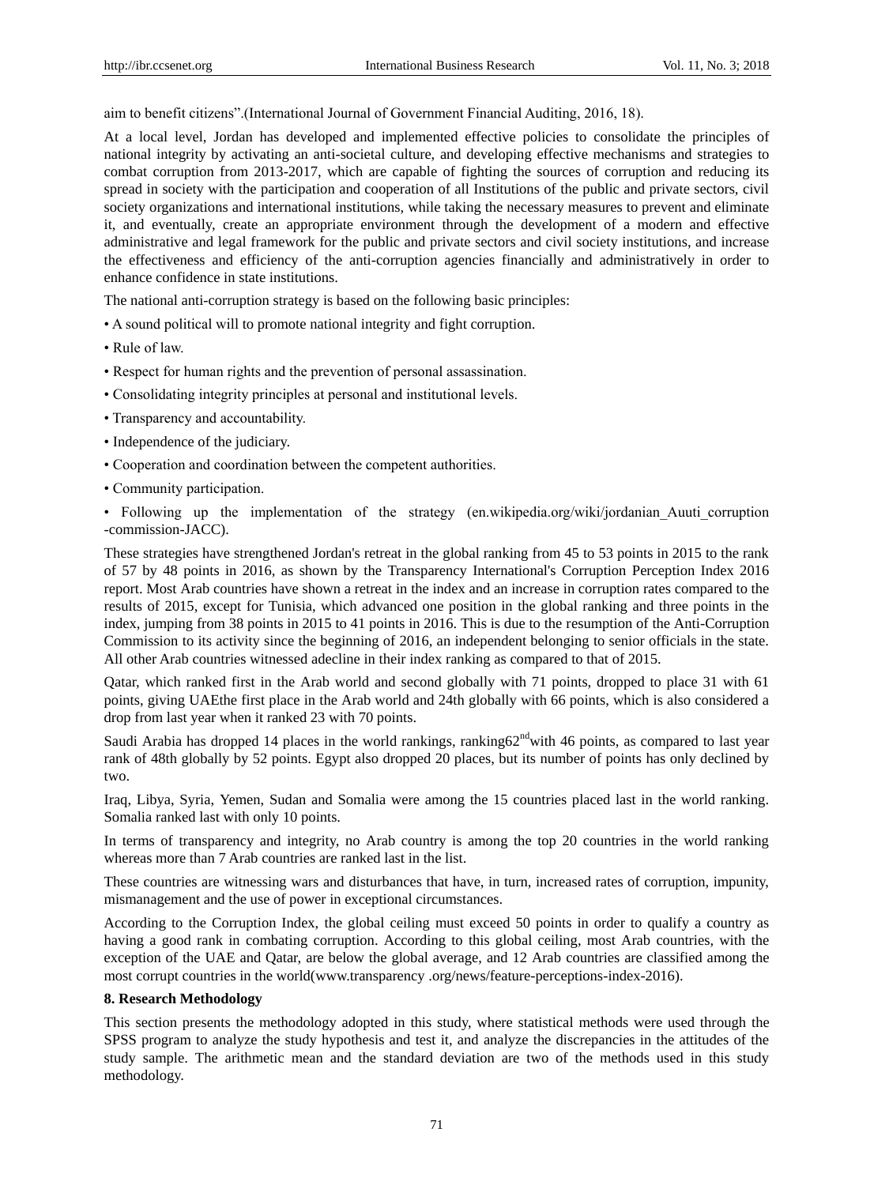aim to benefit citizens".(International Journal of Government Financial Auditing, 2016, 18).

At a local level, Jordan has developed and implemented effective policies to consolidate the principles of national integrity by activating an anti-societal culture, and developing effective mechanisms and strategies to combat corruption from 2013-2017, which are capable of fighting the sources of corruption and reducing its spread in society with the participation and cooperation of all Institutions of the public and private sectors, civil society organizations and international institutions, while taking the necessary measures to prevent and eliminate it, and eventually, create an appropriate environment through the development of a modern and effective administrative and legal framework for the public and private sectors and civil society institutions, and increase the effectiveness and efficiency of the anti-corruption agencies financially and administratively in order to enhance confidence in state institutions.

The national anti-corruption strategy is based on the following basic principles:

- A sound political will to promote national integrity and fight corruption.
- Rule of law.
- Respect for human rights and the prevention of personal assassination.
- Consolidating integrity principles at personal and institutional levels.
- Transparency and accountability.
- Independence of the judiciary.
- Cooperation and coordination between the competent authorities.
- Community participation.
- Following up the implementation of the strategy (en.wikipedia.org/wiki/jordanian_Auuti_corruption -commission-JACC).

These strategies have strengthened Jordan's retreat in the global ranking from 45 to 53 points in 2015 to the rank of 57 by 48 points in 2016, as shown by the Transparency International's Corruption Perception Index 2016 report. Most Arab countries have shown a retreat in the index and an increase in corruption rates compared to the results of 2015, except for Tunisia, which advanced one position in the global ranking and three points in the index, jumping from 38 points in 2015 to 41 points in 2016. This is due to the resumption of the Anti-Corruption Commission to its activity since the beginning of 2016, an independent belonging to senior officials in the state. All other Arab countries witnessed adecline in their index ranking as compared to that of 2015.

Qatar, which ranked first in the Arab world and second globally with 71 points, dropped to place 31 with 61 points, giving UAEthe first place in the Arab world and 24th globally with 66 points, which is also considered a drop from last year when it ranked 23 with 70 points.

Saudi Arabia has dropped 14 places in the world rankings, ranking62nd with 46 points, as compared to last year rank of 48th globally by 52 points. Egypt also dropped 20 places, but its number of points has only declined by two.

Iraq, Libya, Syria, Yemen, Sudan and Somalia were among the 15 countries placed last in the world ranking. Somalia ranked last with only 10 points.

In terms of transparency and integrity, no Arab country is among the top 20 countries in the world ranking whereas more than 7 Arab countries are ranked last in the list.

These countries are witnessing wars and disturbances that have, in turn, increased rates of corruption, impunity, mismanagement and the use of power in exceptional circumstances.

According to the Corruption Index, the global ceiling must exceed 50 points in order to qualify a country as having a good rank in combating corruption. According to this global ceiling, most Arab countries, with the exception of the UAE and Qatar, are below the global average, and 12 Arab countries are classified among the most corrupt countries in the world(www.transparency .org/news/feature-perceptions-index-2016).

## 8. Research Methodology

This section presents the methodology adopted in this study, where statistical methods were used through the SPSS program to analyze the study hypothesis and test it, and analyze the discrepancies in the attitudes of the study sample. The arithmetic mean and the standard deviation are two of the methods used in this study methodology.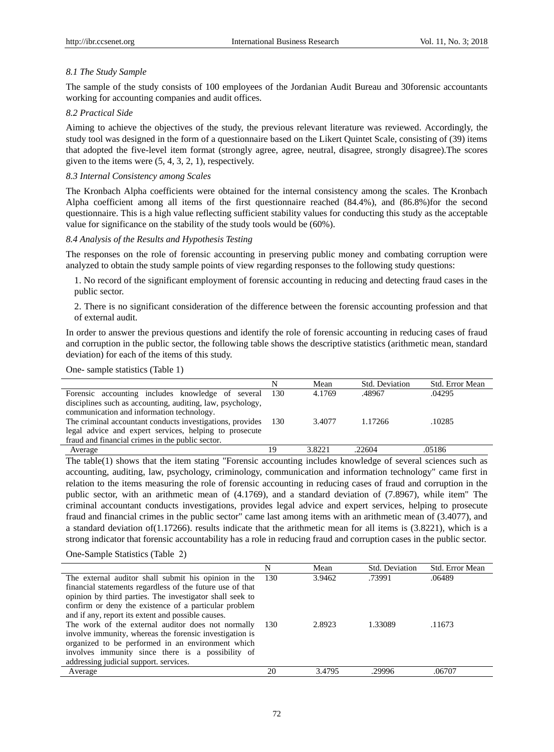### *8.1 The Study Sample*

The sample of the study consists of 100 employees of the Jordanian Audit Bureau and 30forensic accountants working for accounting companies and audit offices.

### *8.2 Practical Side*

Aiming to achieve the objectives of the study, the previous relevant literature was reviewed. Accordingly, the study tool was designed in the form of a questionnaire based on the Likert Quintet Scale, consisting of (39) items that adopted the five-level item format (strongly agree, agree, neutral, disagree, strongly disagree).The scores given to the items were (5, 4, 3, 2, 1), respectively.

### *8.3 Internal Consistency among Scales*

The Kronbach Alpha coefficients were obtained for the internal consistency among the scales. The Kronbach Alpha coefficient among all items of the first questionnaire reached (84.4%), and (86.8%)for the second questionnaire. This is a high value reflecting sufficient stability values for conducting this study as the acceptable value for significance on the stability of the study tools would be (60%).

### *8.4 Analysis of the Results and Hypothesis Testing*

The responses on the role of forensic accounting in preserving public money and combating corruption were analyzed to obtain the study sample points of view regarding responses to the following study questions:

1. No record of the significant employment of forensic accounting in reducing and detecting fraud cases in the public sector.

2. There is no significant consideration of the difference between the forensic accounting profession and that of external audit.

In order to answer the previous questions and identify the role of forensic accounting in reducing cases of fraud and corruption in the public sector, the following table shows the descriptive statistics (arithmetic mean, standard deviation) for each of the items of this study.

One- sample statistics (Table 1)

| | N | Mean | Std. Deviation | Std. Error Mean |
|---|---|---|---|---|
| Forensic accounting includes knowledge of several disciplines such as accounting, auditing, law, psychology, communication and information technology. | 130 | 4.1769 | .48967 | .04295 |
| The criminal accountant conducts investigations, provides legal advice and expert services, helping to prosecute fraud and financial crimes in the public sector. | 130 | 3.4077 | 1.17266 | .10285 |
| Average | 19 | 3.8221 | .22604 | .05186 |

The table(1) shows that the item stating "Forensic accounting includes knowledge of several sciences such as accounting, auditing, law, psychology, criminology, communication and information technology" came first in relation to the items measuring the role of forensic accounting in reducing cases of fraud and corruption in the public sector, with an arithmetic mean of (4.1769), and a standard deviation of (7.8967), while item" The criminal accountant conducts investigations, provides legal advice and expert services, helping to prosecute fraud and financial crimes in the public sector" came last among items with an arithmetic mean of (3.4077), and a standard deviation of(1.17266). results indicate that the arithmetic mean for all items is (3.8221), which is a strong indicator that forensic accountability has a role in reducing fraud and corruption cases in the public sector.

One-Sample Statistics (Table 2)

| | N | Mean | Std. Deviation | Std. Error Mean |
|---|---|---|---|---|
| The external auditor shall submit his opinion in the financial statements regardless of the future use of that opinion by third parties. The investigator shall seek to confirm or deny the existence of a particular problem and if any, report its extent and possible causes. | 130 | 3.9462 | .73991 | .06489 |
| The work of the external auditor does not normally involve immunity, whereas the forensic investigation is organized to be performed in an environment which involves immunity since there is a possibility of addressing judicial support. services. | 130 | 2.8923 | 1.33089 | .11673 |
| Average | 20 | 3.4795 | .29996 | .06707 |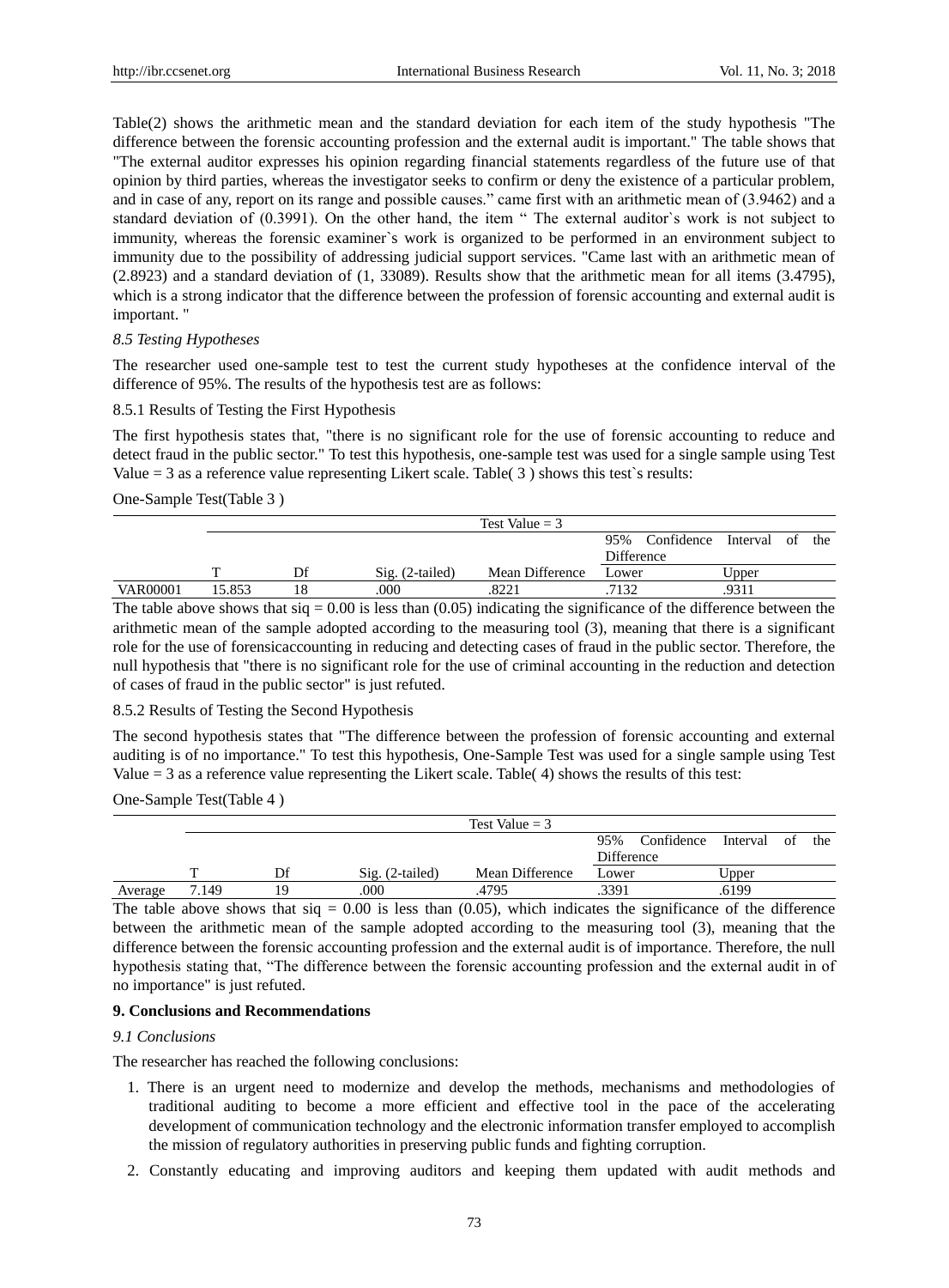Table(2) shows the arithmetic mean and the standard deviation for each item of the study hypothesis "The difference between the forensic accounting profession and the external audit is important." The table shows that "The external auditor expresses his opinion regarding financial statements regardless of the future use of that opinion by third parties, whereas the investigator seeks to confirm or deny the existence of a particular problem, and in case of any, report on its range and possible causes." came first with an arithmetic mean of (3.9462) and a standard deviation of (0.3991). On the other hand, the item " The external auditor`s work is not subject to immunity, whereas the forensic examiner`s work is organized to be performed in an environment subject to immunity due to the possibility of addressing judicial support services. "Came last with an arithmetic mean of (2.8923) and a standard deviation of (1, 33089). Results show that the arithmetic mean for all items (3.4795), which is a strong indicator that the difference between the profession of forensic accounting and external audit is important. "

*8.5 Testing Hypotheses*

The researcher used one-sample test to test the current study hypotheses at the confidence interval of the difference of 95%. The results of the hypothesis test are as follows:

8.5.1 Results of Testing the First Hypothesis

The first hypothesis states that, "there is no significant role for the use of forensic accounting to reduce and detect fraud in the public sector." To test this hypothesis, one-sample test was used for a single sample using Test Value = 3 as a reference value representing Likert scale. Table( 3 ) shows this test`s results:

One-Sample Test(Table 3 )

| | Test Value = 3 | | | | | |
|---|---|---|---|---|---|---|
| | | | | | 95% Confidence Interval of the Difference | |
| | T | Df | Sig. (2-tailed) | Mean Difference | Lower | Upper |
| VAR00001 | 15.853 | 18 | .000 | .8221 | .7132 | .9311 |

The table above shows that siq = 0.00 is less than (0.05) indicating the significance of the difference between the arithmetic mean of the sample adopted according to the measuring tool (3), meaning that there is a significant role for the use of forensicaccounting in reducing and detecting cases of fraud in the public sector. Therefore, the null hypothesis that "there is no significant role for the use of criminal accounting in the reduction and detection of cases of fraud in the public sector" is just refuted.

8.5.2 Results of Testing the Second Hypothesis

The second hypothesis states that "The difference between the profession of forensic accounting and external auditing is of no importance." To test this hypothesis, One-Sample Test was used for a single sample using Test Value = 3 as a reference value representing the Likert scale. Table( 4) shows the results of this test:

One-Sample Test(Table 4 )

| | Test Value = 3 | | | | | |
|---|---|---|---|---|---|---|
| | | | | | 95% Confidence Interval of the Difference | |
| | T | Df | Sig. (2-tailed) | Mean Difference | Lower | Upper |
| Average | 7.149 | 19 | .000 | .4795 | .3391 | .6199 |

The table above shows that siq = 0.00 is less than (0.05), which indicates the significance of the difference between the arithmetic mean of the sample adopted according to the measuring tool (3), meaning that the difference between the forensic accounting profession and the external audit is of importance. Therefore, the null hypothesis stating that, "The difference between the forensic accounting profession and the external audit in of no importance" is just refuted.

## 9. Conclusions and Recommendations

*9.1 Conclusions*

The researcher has reached the following conclusions:

1. There is an urgent need to modernize and develop the methods, mechanisms and methodologies of traditional auditing to become a more efficient and effective tool in the pace of the accelerating development of communication technology and the electronic information transfer employed to accomplish the mission of regulatory authorities in preserving public funds and fighting corruption.
2. Constantly educating and improving auditors and keeping them updated with audit methods and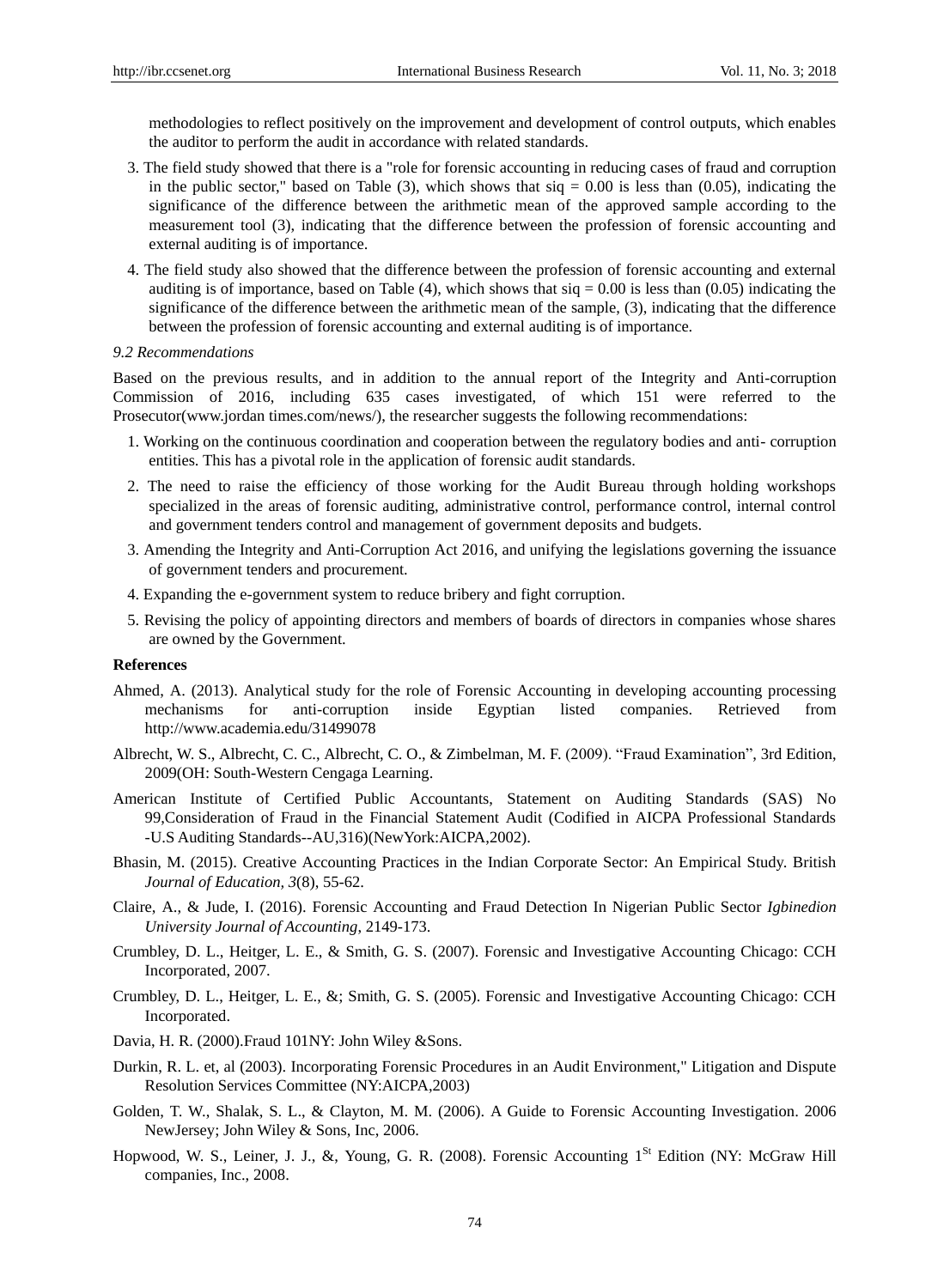methodologies to reflect positively on the improvement and development of control outputs, which enables the auditor to perform the audit in accordance with related standards.

3. The field study showed that there is a "role for forensic accounting in reducing cases of fraud and corruption in the public sector," based on Table (3), which shows that siq = 0.00 is less than (0.05), indicating the significance of the difference between the arithmetic mean of the approved sample according to the measurement tool (3), indicating that the difference between the profession of forensic accounting and external auditing is of importance.
4. The field study also showed that the difference between the profession of forensic accounting and external auditing is of importance, based on Table (4), which shows that siq = 0.00 is less than (0.05) indicating the significance of the difference between the arithmetic mean of the sample, (3), indicating that the difference between the profession of forensic accounting and external auditing is of importance.

*9.2 Recommendations*

Based on the previous results, and in addition to the annual report of the Integrity and Anti-corruption Commission of 2016, including 635 cases investigated, of which 151 were referred to the Prosecutor(www.jordan times.com/news/), the researcher suggests the following recommendations:

1. Working on the continuous coordination and cooperation between the regulatory bodies and anti- corruption entities. This has a pivotal role in the application of forensic audit standards.
2. The need to raise the efficiency of those working for the Audit Bureau through holding workshops specialized in the areas of forensic auditing, administrative control, performance control, internal control and government tenders control and management of government deposits and budgets.
3. Amending the Integrity and Anti-Corruption Act 2016, and unifying the legislations governing the issuance of government tenders and procurement.
4. Expanding the e-government system to reduce bribery and fight corruption.
5. Revising the policy of appointing directors and members of boards of directors in companies whose shares are owned by the Government.

**References**

Ahmed, A. (2013). Analytical study for the role of Forensic Accounting in developing accounting processing mechanisms for anti-corruption inside Egyptian listed companies. Retrieved from http://www.academia.edu/31499078

Albrecht, W. S., Albrecht, C. C., Albrecht, C. O., & Zimbelman, M. F. (2009). "Fraud Examination", 3rd Edition, 2009(OH: South-Western Cengaga Learning.

American Institute of Certified Public Accountants, Statement on Auditing Standards (SAS) No 99,Consideration of Fraud in the Financial Statement Audit (Codified in AICPA Professional Standards -U.S Auditing Standards--AU,316)(NewYork:AICPA,2002).

Bhasin, M. (2015). Creative Accounting Practices in the Indian Corporate Sector: An Empirical Study. British *Journal of Education, 3*(8), 55-62.

Claire, A., & Jude, I. (2016). Forensic Accounting and Fraud Detection In Nigerian Public Sector *Igbinedion University Journal of Accounting*, 2149-173.

Crumbley, D. L., Heitger, L. E., & Smith, G. S. (2007). Forensic and Investigative Accounting Chicago: CCH Incorporated, 2007.

Crumbley, D. L., Heitger, L. E., &; Smith, G. S. (2005). Forensic and Investigative Accounting Chicago: CCH Incorporated.

Davia, H. R. (2000).Fraud 101NY: John Wiley &Sons.

Durkin, R. L. et, al (2003). Incorporating Forensic Procedures in an Audit Environment," Litigation and Dispute Resolution Services Committee (NY:AICPA,2003)

Golden, T. W., Shalak, S. L., & Clayton, M. M. (2006). A Guide to Forensic Accounting Investigation. 2006 NewJersey; John Wiley & Sons, Inc, 2006.

Hopwood, W. S., Leiner, J. J., &, Young, G. R. (2008). Forensic Accounting 1St Edition (NY: McGraw Hill companies, Inc., 2008.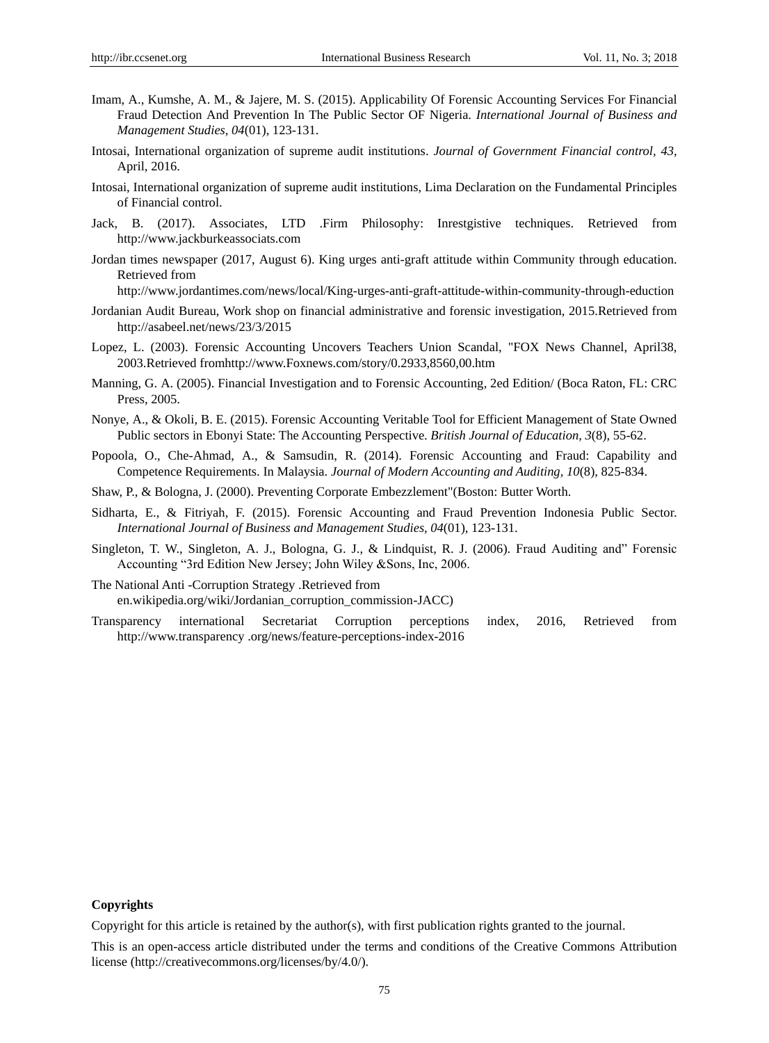Imam, A., Kumshe, A. M., & Jajere, M. S. (2015). Applicability Of Forensic Accounting Services For Financial Fraud Detection And Prevention In The Public Sector OF Nigeria. *International Journal of Business and Management Studies*, *04*(01), 123-131.

Intosai, International organization of supreme audit institutions. *Journal of Government Financial control*, *43*, April, 2016.

Intosai, International organization of supreme audit institutions, Lima Declaration on the Fundamental Principles of Financial control.

Jack, B. (2017). Associates, LTD .Firm Philosophy: Inrestgistive techniques. Retrieved from http://www.jackburkeassociats.com

Jordan times newspaper (2017, August 6). King urges anti-graft attitude within Community through education. Retrieved from http://www.jordantimes.com/news/local/King-urges-anti-graft-attitude-within-community-through-eduction

Jordanian Audit Bureau, Work shop on financial administrative and forensic investigation, 2015.Retrieved from http://asabeel.net/news/23/3/2015

Lopez, L. (2003). Forensic Accounting Uncovers Teachers Union Scandal, "FOX News Channel, April38, 2003.Retrieved fromhttp://www.Foxnews.com/story/0.2933,8560,00.htm

Manning, G. A. (2005). Financial Investigation and to Forensic Accounting, 2ed Edition/ (Boca Raton, FL: CRC Press, 2005.

Nonye, A., & Okoli, B. E. (2015). Forensic Accounting Veritable Tool for Efficient Management of State Owned Public sectors in Ebonyi State: The Accounting Perspective. *British Journal of Education, 3*(8), 55-62.

Popoola, O., Che-Ahmad, A., & Samsudin, R. (2014). Forensic Accounting and Fraud: Capability and Competence Requirements. In Malaysia. *Journal of Modern Accounting and Auditing, 10*(8), 825-834.

Shaw, P., & Bologna, J. (2000). Preventing Corporate Embezzlement"(Boston: Butter Worth.

Sidharta, E., & Fitriyah, F. (2015). Forensic Accounting and Fraud Prevention Indonesia Public Sector. *International Journal of Business and Management Studies, 04*(01), 123-131.

Singleton, T. W., Singleton, A. J., Bologna, G. J., & Lindquist, R. J. (2006). Fraud Auditing and" Forensic Accounting "3rd Edition New Jersey; John Wiley &Sons, Inc, 2006.

The National Anti -Corruption Strategy .Retrieved from en.wikipedia.org/wiki/Jordanian_corruption_commission-JACC)

Transparency international Secretariat Corruption perceptions index, 2016, Retrieved from http://www.transparency .org/news/feature-perceptions-index-2016

**Copyrights**

Copyright for this article is retained by the author(s), with first publication rights granted to the journal.

This is an open-access article distributed under the terms and conditions of the Creative Commons Attribution license (http://creativecommons.org/licenses/by/4.0/).